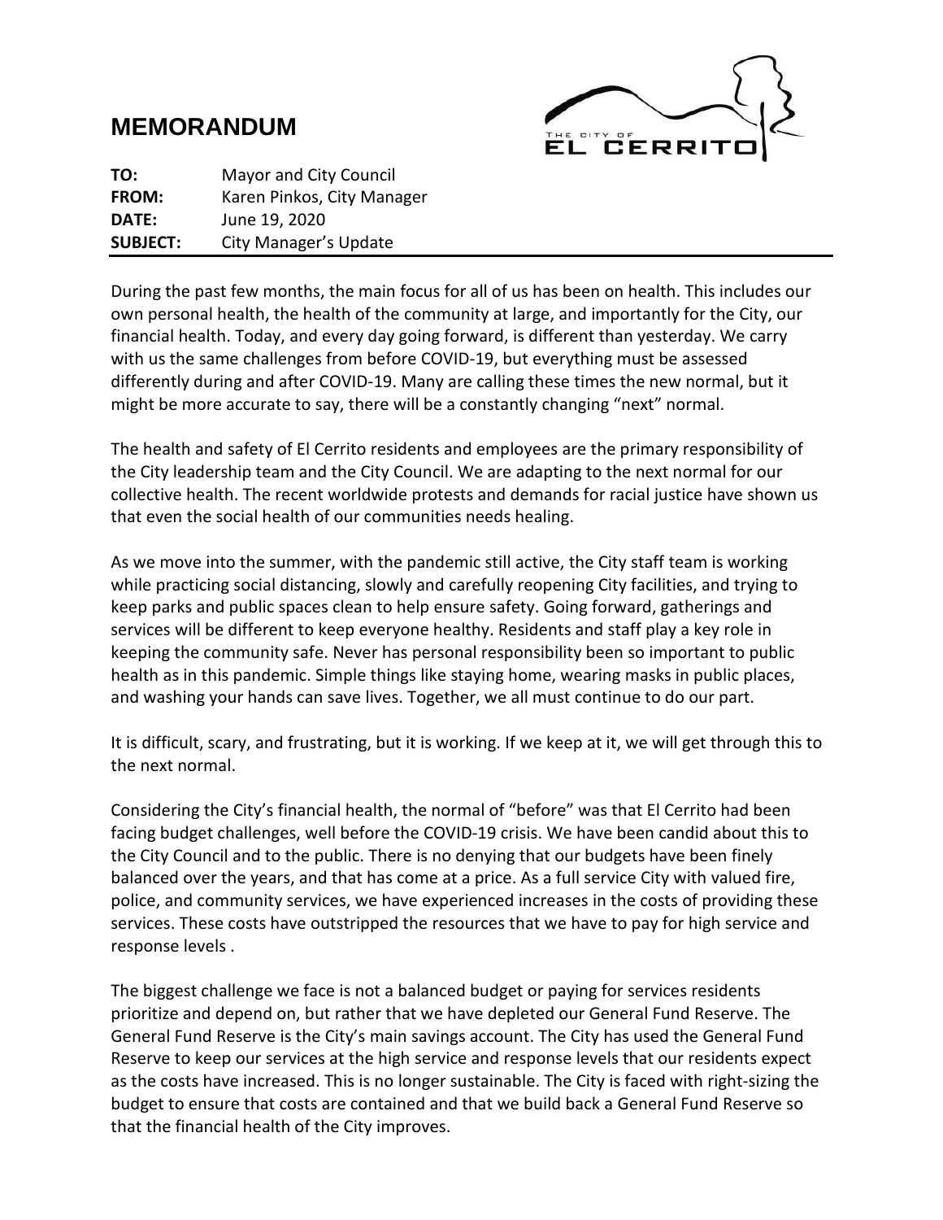# MEMORANDUM

**TO:** Mayor and City Council
**FROM:** Karen Pinkos, City Manager
**DATE:** June 19, 2020
**SUBJECT:** City Manager's Update

---

During the past few months, the main focus for all of us has been on health. This includes our own personal health, the health of the community at large, and importantly for the City, our financial health. Today, and every day going forward, is different than yesterday. We carry with us the same challenges from before COVID-19, but everything must be assessed differently during and after COVID-19. Many are calling these times the new normal, but it might be more accurate to say, there will be a constantly changing "next" normal.

The health and safety of El Cerrito residents and employees are the primary responsibility of the City leadership team and the City Council. We are adapting to the next normal for our collective health. The recent worldwide protests and demands for racial justice have shown us that even the social health of our communities needs healing.

As we move into the summer, with the pandemic still active, the City staff team is working while practicing social distancing, slowly and carefully reopening City facilities, and trying to keep parks and public spaces clean to help ensure safety. Going forward, gatherings and services will be different to keep everyone healthy. Residents and staff play a key role in keeping the community safe. Never has personal responsibility been so important to public health as in this pandemic. Simple things like staying home, wearing masks in public places, and washing your hands can save lives. Together, we all must continue to do our part.

It is difficult, scary, and frustrating, but it is working. If we keep at it, we will get through this to the next normal.

Considering the City's financial health, the normal of "before" was that El Cerrito had been facing budget challenges, well before the COVID-19 crisis. We have been candid about this to the City Council and to the public. There is no denying that our budgets have been finely balanced over the years, and that has come at a price. As a full service City with valued fire, police, and community services, we have experienced increases in the costs of providing these services. These costs have outstripped the resources that we have to pay for high service and response levels .

The biggest challenge we face is not a balanced budget or paying for services residents prioritize and depend on, but rather that we have depleted our General Fund Reserve. The General Fund Reserve is the City's main savings account. The City has used the General Fund Reserve to keep our services at the high service and response levels that our residents expect as the costs have increased. This is no longer sustainable. The City is faced with right-sizing the budget to ensure that costs are contained and that we build back a General Fund Reserve so that the financial health of the City improves.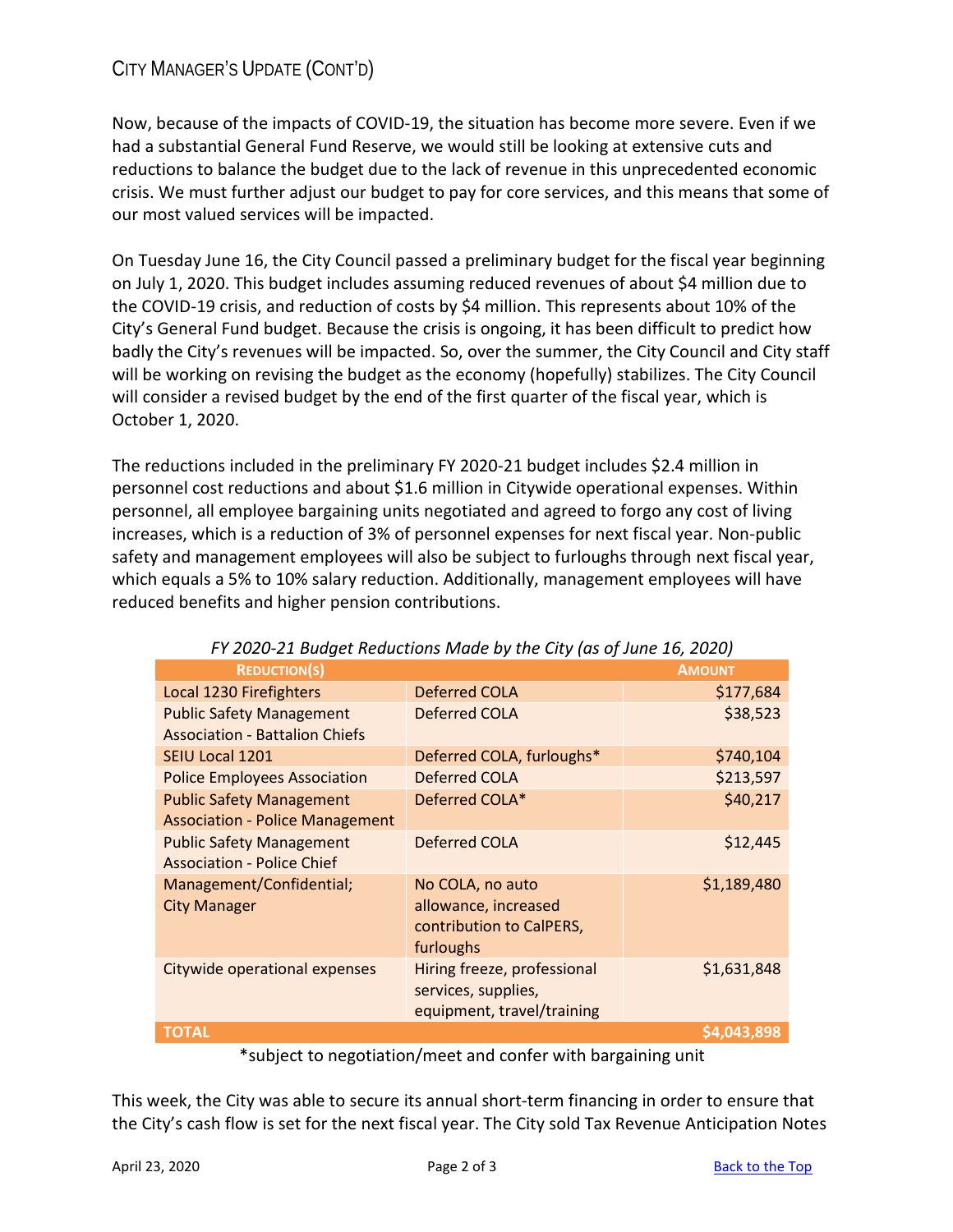## City Manager's Update (Cont'd)

Now, because of the impacts of COVID-19, the situation has become more severe. Even if we had a substantial General Fund Reserve, we would still be looking at extensive cuts and reductions to balance the budget due to the lack of revenue in this unprecedented economic crisis. We must further adjust our budget to pay for core services, and this means that some of our most valued services will be impacted.

On Tuesday June 16, the City Council passed a preliminary budget for the fiscal year beginning on July 1, 2020. This budget includes assuming reduced revenues of about $4 million due to the COVID-19 crisis, and reduction of costs by $4 million. This represents about 10% of the City's General Fund budget. Because the crisis is ongoing, it has been difficult to predict how badly the City's revenues will be impacted. So, over the summer, the City Council and City staff will be working on revising the budget as the economy (hopefully) stabilizes. The City Council will consider a revised budget by the end of the first quarter of the fiscal year, which is October 1, 2020.

The reductions included in the preliminary FY 2020-21 budget includes $2.4 million in personnel cost reductions and about $1.6 million in Citywide operational expenses. Within personnel, all employee bargaining units negotiated and agreed to forgo any cost of living increases, which is a reduction of 3% of personnel expenses for next fiscal year. Non-public safety and management employees will also be subject to furloughs through next fiscal year, which equals a 5% to 10% salary reduction. Additionally, management employees will have reduced benefits and higher pension contributions.

*FY 2020-21 Budget Reductions Made by the City (as of June 16, 2020)*

| Reduction(s) | | Amount |
|---|---|---|
| Local 1230 Firefighters | Deferred COLA | $177,684 |
| Public Safety Management Association - Battalion Chiefs | Deferred COLA | $38,523 |
| SEIU Local 1201 | Deferred COLA, furloughs* | $740,104 |
| Police Employees Association | Deferred COLA | $213,597 |
| Public Safety Management Association - Police Management | Deferred COLA* | $40,217 |
| Public Safety Management Association - Police Chief | Deferred COLA | $12,445 |
| Management/Confidential; City Manager | No COLA, no auto allowance, increased contribution to CalPERS, furloughs | $1,189,480 |
| Citywide operational expenses | Hiring freeze, professional services, supplies, equipment, travel/training | $1,631,848 |
| **TOTAL** | | **$4,043,898** |

*subject to negotiation/meet and confer with bargaining unit

This week, the City was able to secure its annual short-term financing in order to ensure that the City's cash flow is set for the next fiscal year. The City sold Tax Revenue Anticipation Notes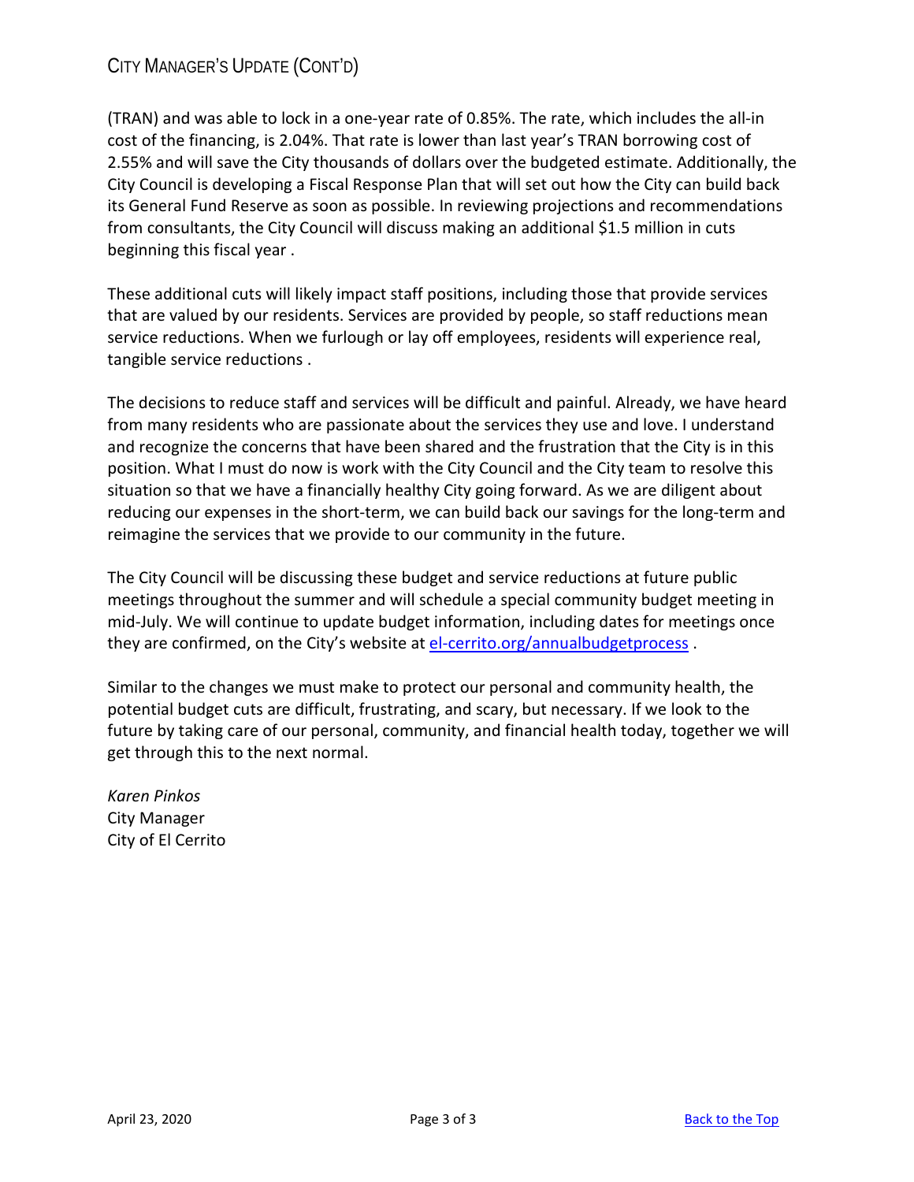(TRAN) and was able to lock in a one-year rate of 0.85%. The rate, which includes the all-in cost of the financing, is 2.04%. That rate is lower than last year's TRAN borrowing cost of 2.55% and will save the City thousands of dollars over the budgeted estimate. Additionally, the City Council is developing a Fiscal Response Plan that will set out how the City can build back its General Fund Reserve as soon as possible. In reviewing projections and recommendations from consultants, the City Council will discuss making an additional $1.5 million in cuts beginning this fiscal year .

These additional cuts will likely impact staff positions, including those that provide services that are valued by our residents. Services are provided by people, so staff reductions mean service reductions. When we furlough or lay off employees, residents will experience real, tangible service reductions .

The decisions to reduce staff and services will be difficult and painful. Already, we have heard from many residents who are passionate about the services they use and love. I understand and recognize the concerns that have been shared and the frustration that the City is in this position. What I must do now is work with the City Council and the City team to resolve this situation so that we have a financially healthy City going forward. As we are diligent about reducing our expenses in the short-term, we can build back our savings for the long-term and reimagine the services that we provide to our community in the future.

The City Council will be discussing these budget and service reductions at future public meetings throughout the summer and will schedule a special community budget meeting in mid-July. We will continue to update budget information, including dates for meetings once they are confirmed, on the City's website at [el-cerrito.org/annualbudgetprocess](el-cerrito.org/annualbudgetprocess) .

Similar to the changes we must make to protect our personal and community health, the potential budget cuts are difficult, frustrating, and scary, but necessary. If we look to the future by taking care of our personal, community, and financial health today, together we will get through this to the next normal.

*Karen Pinkos*
City Manager
City of El Cerrito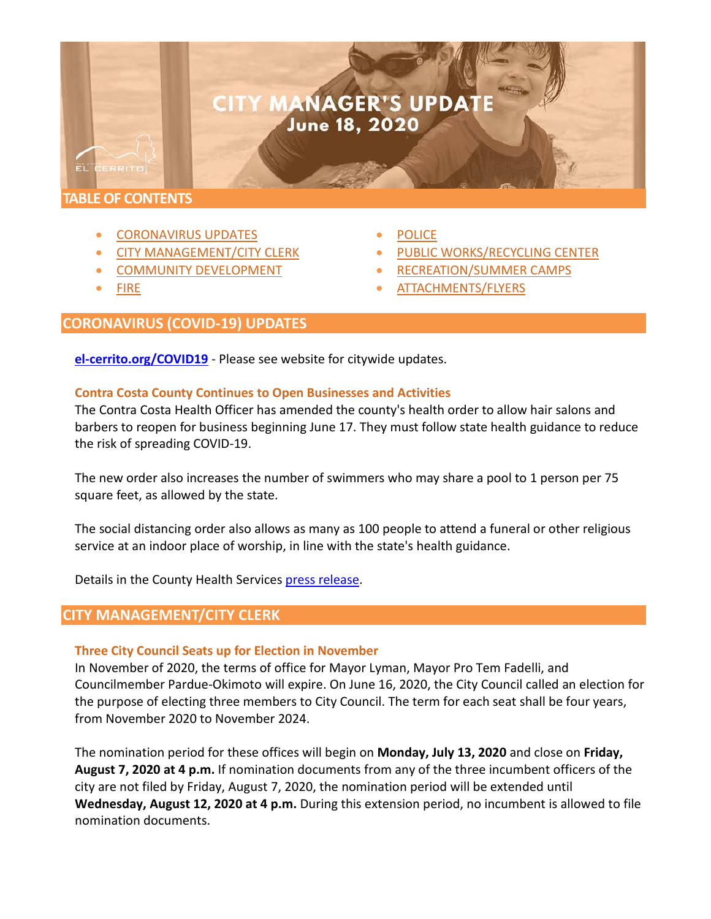# CITY MANAGER'S UPDATE
**June 18, 2020**

## TABLE OF CONTENTS

- CORONAVIRUS UPDATES
- CITY MANAGEMENT/CITY CLERK
- COMMUNITY DEVELOPMENT
- FIRE
- POLICE
- PUBLIC WORKS/RECYCLING CENTER
- RECREATION/SUMMER CAMPS
- ATTACHMENTS/FLYERS

## CORONAVIRUS (COVID-19) UPDATES

**el-cerrito.org/COVID19** - Please see website for citywide updates.

### Contra Costa County Continues to Open Businesses and Activities

The Contra Costa Health Officer has amended the county's health order to allow hair salons and barbers to reopen for business beginning June 17. They must follow state health guidance to reduce the risk of spreading COVID-19.

The new order also increases the number of swimmers who may share a pool to 1 person per 75 square feet, as allowed by the state.

The social distancing order also allows as many as 100 people to attend a funeral or other religious service at an indoor place of worship, in line with the state's health guidance.

Details in the County Health Services press release.

## CITY MANAGEMENT/CITY CLERK

### Three City Council Seats up for Election in November

In November of 2020, the terms of office for Mayor Lyman, Mayor Pro Tem Fadelli, and Councilmember Pardue-Okimoto will expire. On June 16, 2020, the City Council called an election for the purpose of electing three members to City Council. The term for each seat shall be four years, from November 2020 to November 2024.

The nomination period for these offices will begin on **Monday, July 13, 2020** and close on **Friday, August 7, 2020 at 4 p.m.** If nomination documents from any of the three incumbent officers of the city are not filed by Friday, August 7, 2020, the nomination period will be extended until **Wednesday, August 12, 2020 at 4 p.m.** During this extension period, no incumbent is allowed to file nomination documents.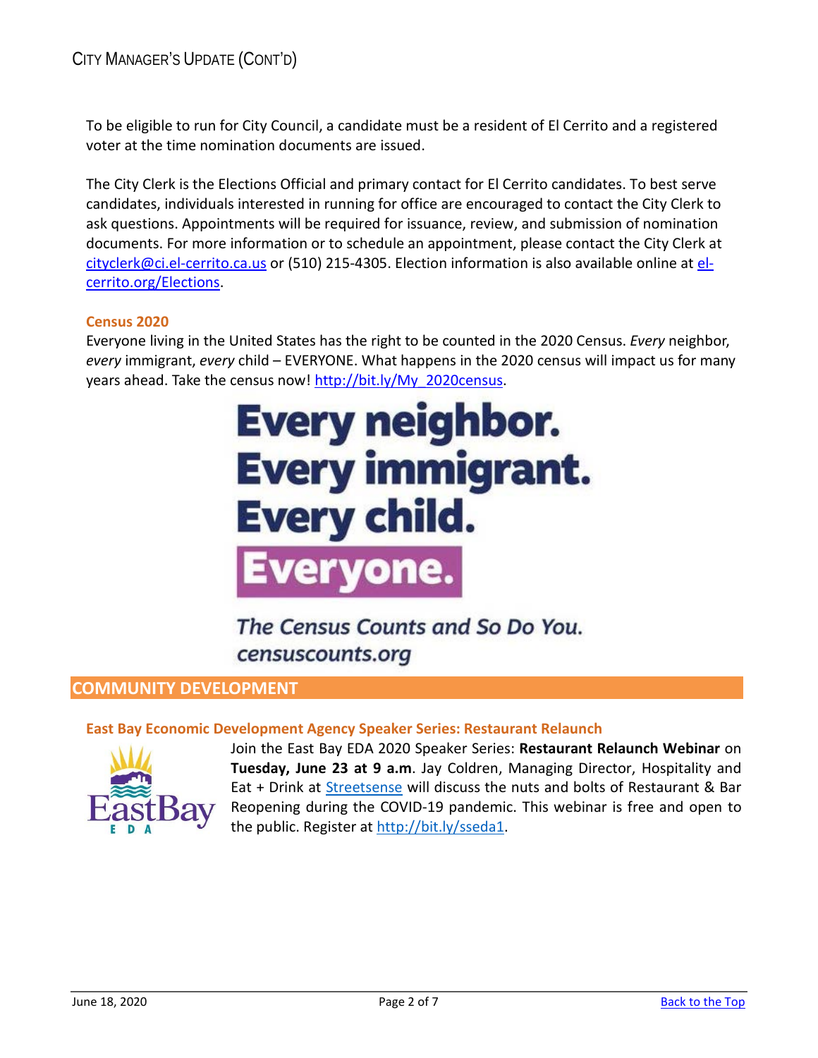To be eligible to run for City Council, a candidate must be a resident of El Cerrito and a registered voter at the time nomination documents are issued.

The City Clerk is the Elections Official and primary contact for El Cerrito candidates. To best serve candidates, individuals interested in running for office are encouraged to contact the City Clerk to ask questions. Appointments will be required for issuance, review, and submission of nomination documents. For more information or to schedule an appointment, please contact the City Clerk at cityclerk@ci.el-cerrito.ca.us or (510) 215-4305. Election information is also available online at el-cerrito.org/Elections.

### Census 2020

Everyone living in the United States has the right to be counted in the 2020 Census. *Every* neighbor, *every* immigrant, *every* child – EVERYONE. What happens in the 2020 census will impact us for many years ahead. Take the census now! http://bit.ly/My_2020census.

**Every neighbor.**
**Every immigrant.**
**Every child.**
**Everyone.**

***The Census Counts and So Do You.***
***censuscounts.org***

## COMMUNITY DEVELOPMENT

### East Bay Economic Development Agency Speaker Series: Restaurant Relaunch

Join the East Bay EDA 2020 Speaker Series: **Restaurant Relaunch Webinar** on **Tuesday, June 23 at 9 a.m**. Jay Coldren, Managing Director, Hospitality and Eat + Drink at Streetsense will discuss the nuts and bolts of Restaurant & Bar Reopening during the COVID-19 pandemic. This webinar is free and open to the public. Register at http://bit.ly/sseda1.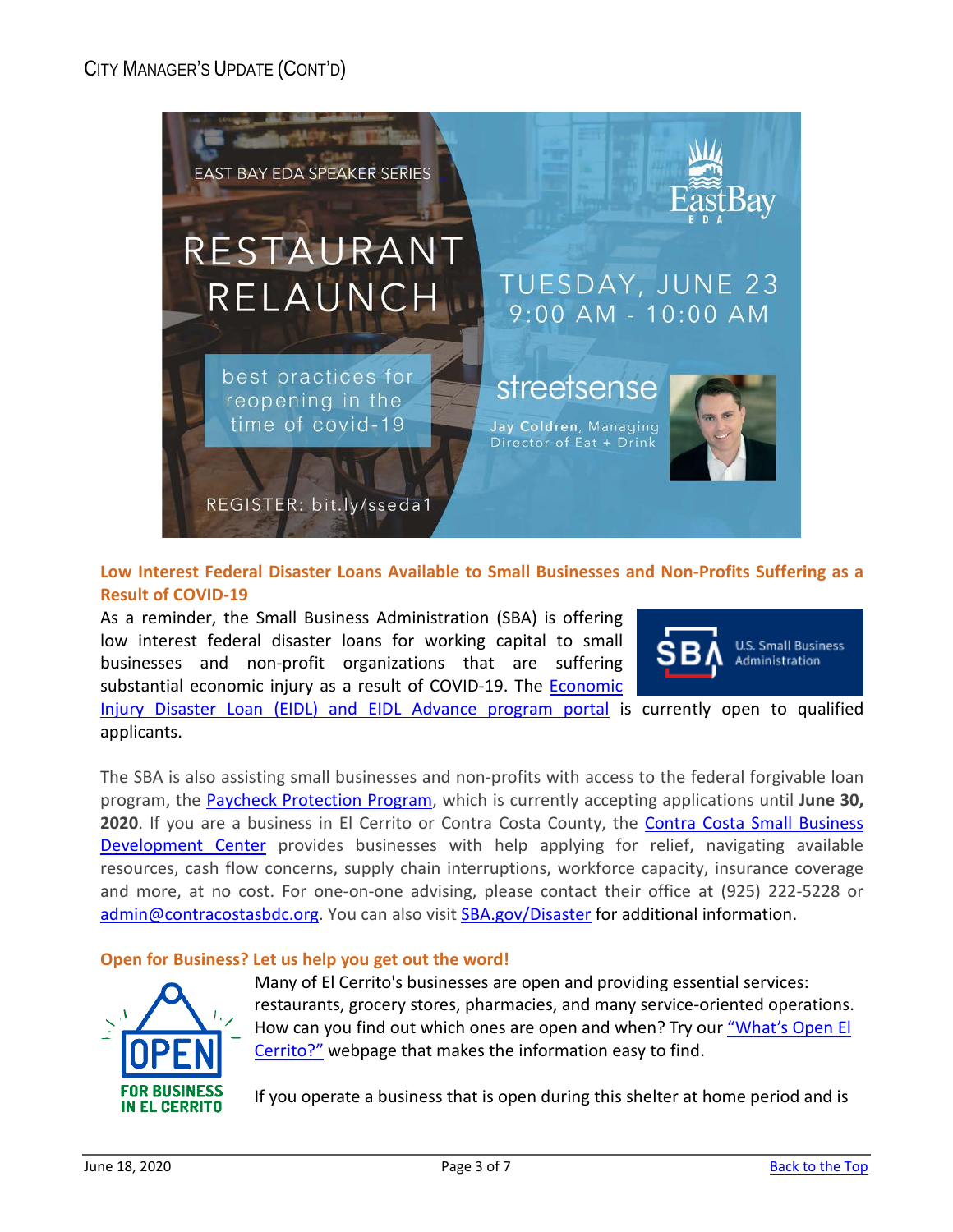# City Manager's Update (Cont'd)

EAST BAY EDA SPEAKER SERIES

RESTAURANT RELAUNCH

best practices for reopening in the time of covid-19

TUESDAY, JUNE 23
9:00 AM - 10:00 AM

streetsense

Jay Coldren, Managing Director of Eat + Drink

REGISTER: bit.ly/sseda1

### Low Interest Federal Disaster Loans Available to Small Businesses and Non-Profits Suffering as a Result of COVID-19

As a reminder, the Small Business Administration (SBA) is offering low interest federal disaster loans for working capital to small businesses and non-profit organizations that are suffering substantial economic injury as a result of COVID-19. The Economic Injury Disaster Loan (EIDL) and EIDL Advance program portal is currently open to qualified applicants.

The SBA is also assisting small businesses and non-profits with access to the federal forgivable loan program, the Paycheck Protection Program, which is currently accepting applications until **June 30, 2020**. If you are a business in El Cerrito or Contra Costa County, the Contra Costa Small Business Development Center provides businesses with help applying for relief, navigating available resources, cash flow concerns, supply chain interruptions, workforce capacity, insurance coverage and more, at no cost. For one-on-one advising, please contact their office at (925) 222-5228 or admin@contracostasbdc.org. You can also visit SBA.gov/Disaster for additional information.

### Open for Business? Let us help you get out the word!

Many of El Cerrito's businesses are open and providing essential services: restaurants, grocery stores, pharmacies, and many service-oriented operations. How can you find out which ones are open and when? Try our "What's Open El Cerrito?" webpage that makes the information easy to find.

If you operate a business that is open during this shelter at home period and is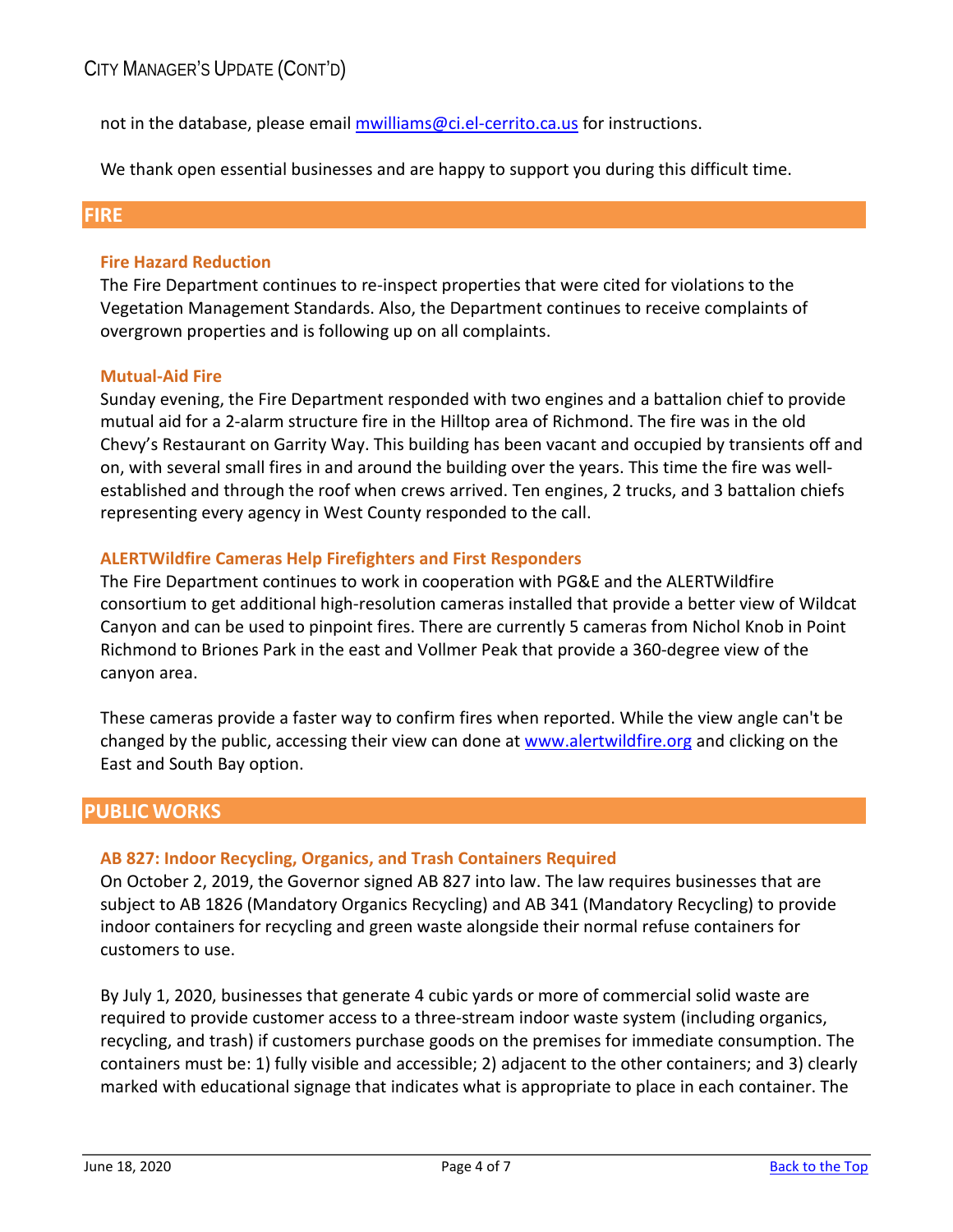not in the database, please email mwilliams@ci.el-cerrito.ca.us for instructions.

We thank open essential businesses and are happy to support you during this difficult time.

## FIRE

### Fire Hazard Reduction

The Fire Department continues to re-inspect properties that were cited for violations to the Vegetation Management Standards. Also, the Department continues to receive complaints of overgrown properties and is following up on all complaints.

### Mutual-Aid Fire

Sunday evening, the Fire Department responded with two engines and a battalion chief to provide mutual aid for a 2-alarm structure fire in the Hilltop area of Richmond. The fire was in the old Chevy's Restaurant on Garrity Way. This building has been vacant and occupied by transients off and on, with several small fires in and around the building over the years. This time the fire was well-established and through the roof when crews arrived. Ten engines, 2 trucks, and 3 battalion chiefs representing every agency in West County responded to the call.

### ALERTWildfire Cameras Help Firefighters and First Responders

The Fire Department continues to work in cooperation with PG&E and the ALERTWildfire consortium to get additional high-resolution cameras installed that provide a better view of Wildcat Canyon and can be used to pinpoint fires. There are currently 5 cameras from Nichol Knob in Point Richmond to Briones Park in the east and Vollmer Peak that provide a 360-degree view of the canyon area.

These cameras provide a faster way to confirm fires when reported. While the view angle can't be changed by the public, accessing their view can done at www.alertwildfire.org and clicking on the East and South Bay option.

## PUBLIC WORKS

### AB 827: Indoor Recycling, Organics, and Trash Containers Required

On October 2, 2019, the Governor signed AB 827 into law. The law requires businesses that are subject to AB 1826 (Mandatory Organics Recycling) and AB 341 (Mandatory Recycling) to provide indoor containers for recycling and green waste alongside their normal refuse containers for customers to use.

By July 1, 2020, businesses that generate 4 cubic yards or more of commercial solid waste are required to provide customer access to a three-stream indoor waste system (including organics, recycling, and trash) if customers purchase goods on the premises for immediate consumption. The containers must be: 1) fully visible and accessible; 2) adjacent to the other containers; and 3) clearly marked with educational signage that indicates what is appropriate to place in each container. The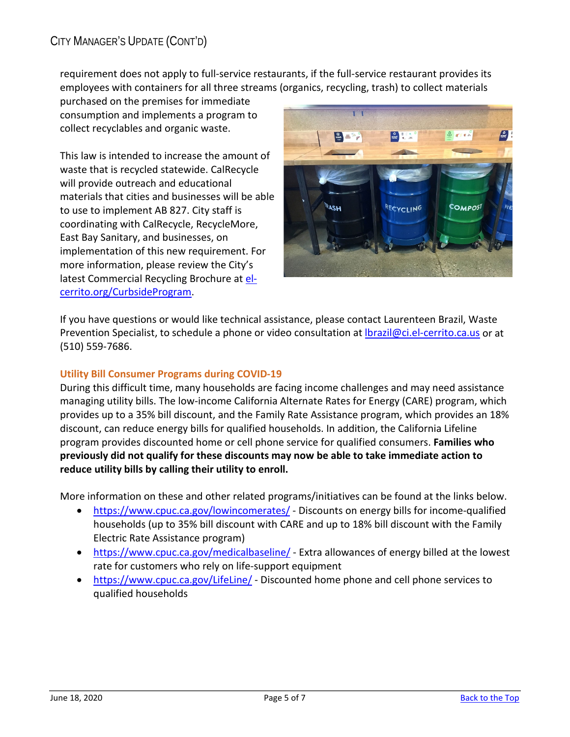requirement does not apply to full-service restaurants, if the full-service restaurant provides its employees with containers for all three streams (organics, recycling, trash) to collect materials purchased on the premises for immediate consumption and implements a program to collect recyclables and organic waste.

This law is intended to increase the amount of waste that is recycled statewide. CalRecycle will provide outreach and educational materials that cities and businesses will be able to use to implement AB 827. City staff is coordinating with CalRecycle, RecycleMore, East Bay Sanitary, and businesses, on implementation of this new requirement. For more information, please review the City's latest Commercial Recycling Brochure at [el-cerrito.org/CurbsideProgram](el-cerrito.org/CurbsideProgram).

If you have questions or would like technical assistance, please contact Laurenteen Brazil, Waste Prevention Specialist, to schedule a phone or video consultation at [lbrazil@ci.el-cerrito.ca.us](mailto:lbrazil@ci.el-cerrito.ca.us) or at (510) 559-7686.

### Utility Bill Consumer Programs during COVID-19

During this difficult time, many households are facing income challenges and may need assistance managing utility bills. The low-income California Alternate Rates for Energy (CARE) program, which provides up to a 35% bill discount, and the Family Rate Assistance program, which provides an 18% discount, can reduce energy bills for qualified households. In addition, the California Lifeline program provides discounted home or cell phone service for qualified consumers. **Families who previously did not qualify for these discounts may now be able to take immediate action to reduce utility bills by calling their utility to enroll.**

More information on these and other related programs/initiatives can be found at the links below.

- [https://www.cpuc.ca.gov/lowincomerates/](https://www.cpuc.ca.gov/lowincomerates/) - Discounts on energy bills for income-qualified households (up to 35% bill discount with CARE and up to 18% bill discount with the Family Electric Rate Assistance program)
- [https://www.cpuc.ca.gov/medicalbaseline/](https://www.cpuc.ca.gov/medicalbaseline/) - Extra allowances of energy billed at the lowest rate for customers who rely on life-support equipment
- [https://www.cpuc.ca.gov/LifeLine/](https://www.cpuc.ca.gov/LifeLine/) - Discounted home phone and cell phone services to qualified households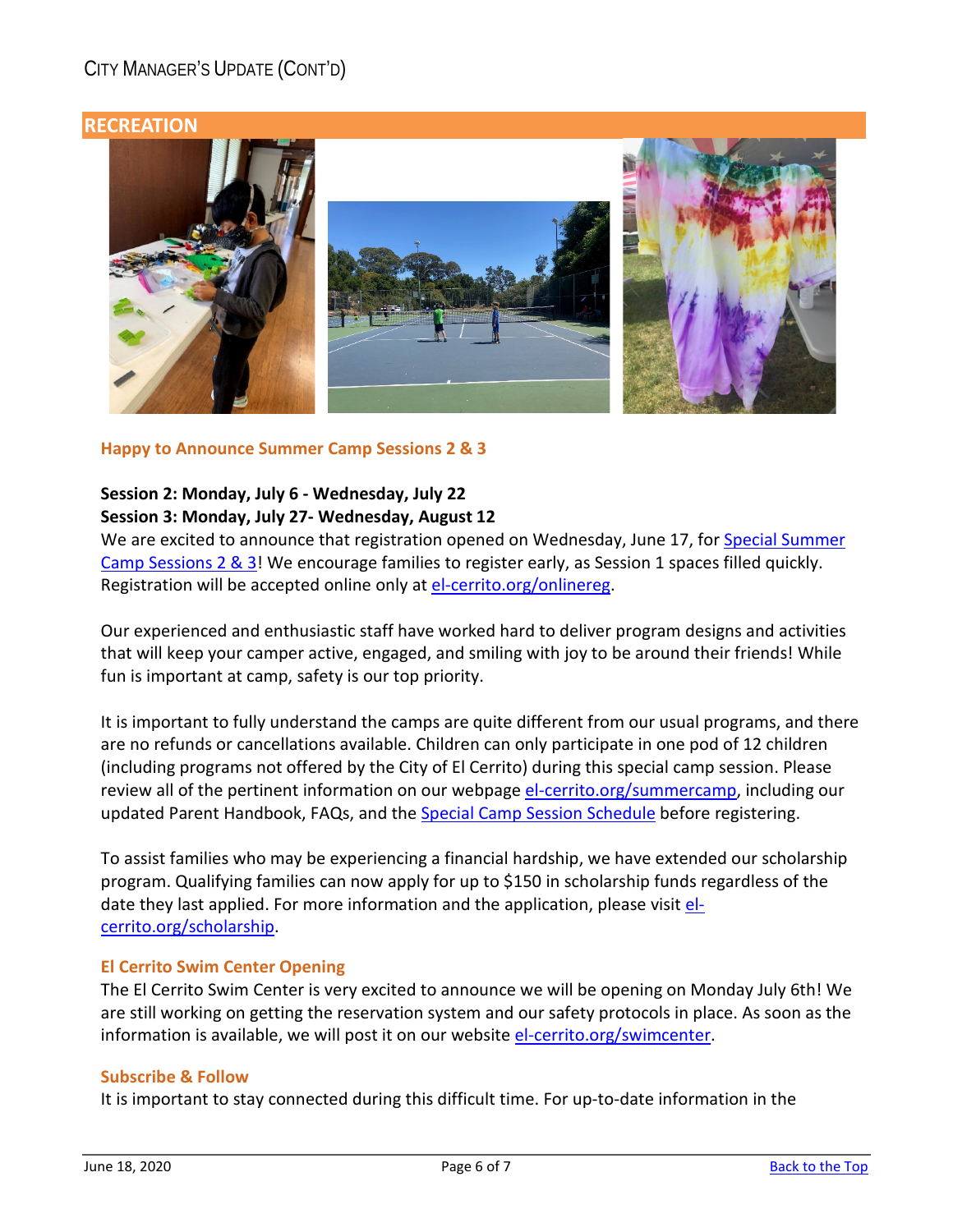## RECREATION

### Happy to Announce Summer Camp Sessions 2 & 3

**Session 2: Monday, July 6 - Wednesday, July 22**
**Session 3: Monday, July 27- Wednesday, August 12**

We are excited to announce that registration opened on Wednesday, June 17, for Special Summer Camp Sessions 2 & 3! We encourage families to register early, as Session 1 spaces filled quickly. Registration will be accepted online only at el-cerrito.org/onlinereg.

Our experienced and enthusiastic staff have worked hard to deliver program designs and activities that will keep your camper active, engaged, and smiling with joy to be around their friends! While fun is important at camp, safety is our top priority.

It is important to fully understand the camps are quite different from our usual programs, and there are no refunds or cancellations available. Children can only participate in one pod of 12 children (including programs not offered by the City of El Cerrito) during this special camp session. Please review all of the pertinent information on our webpage el-cerrito.org/summercamp, including our updated Parent Handbook, FAQs, and the Special Camp Session Schedule before registering.

To assist families who may be experiencing a financial hardship, we have extended our scholarship program. Qualifying families can now apply for up to $150 in scholarship funds regardless of the date they last applied. For more information and the application, please visit el-cerrito.org/scholarship.

### El Cerrito Swim Center Opening

The El Cerrito Swim Center is very excited to announce we will be opening on Monday July 6th! We are still working on getting the reservation system and our safety protocols in place. As soon as the information is available, we will post it on our website el-cerrito.org/swimcenter.

### Subscribe & Follow

It is important to stay connected during this difficult time. For up-to-date information in the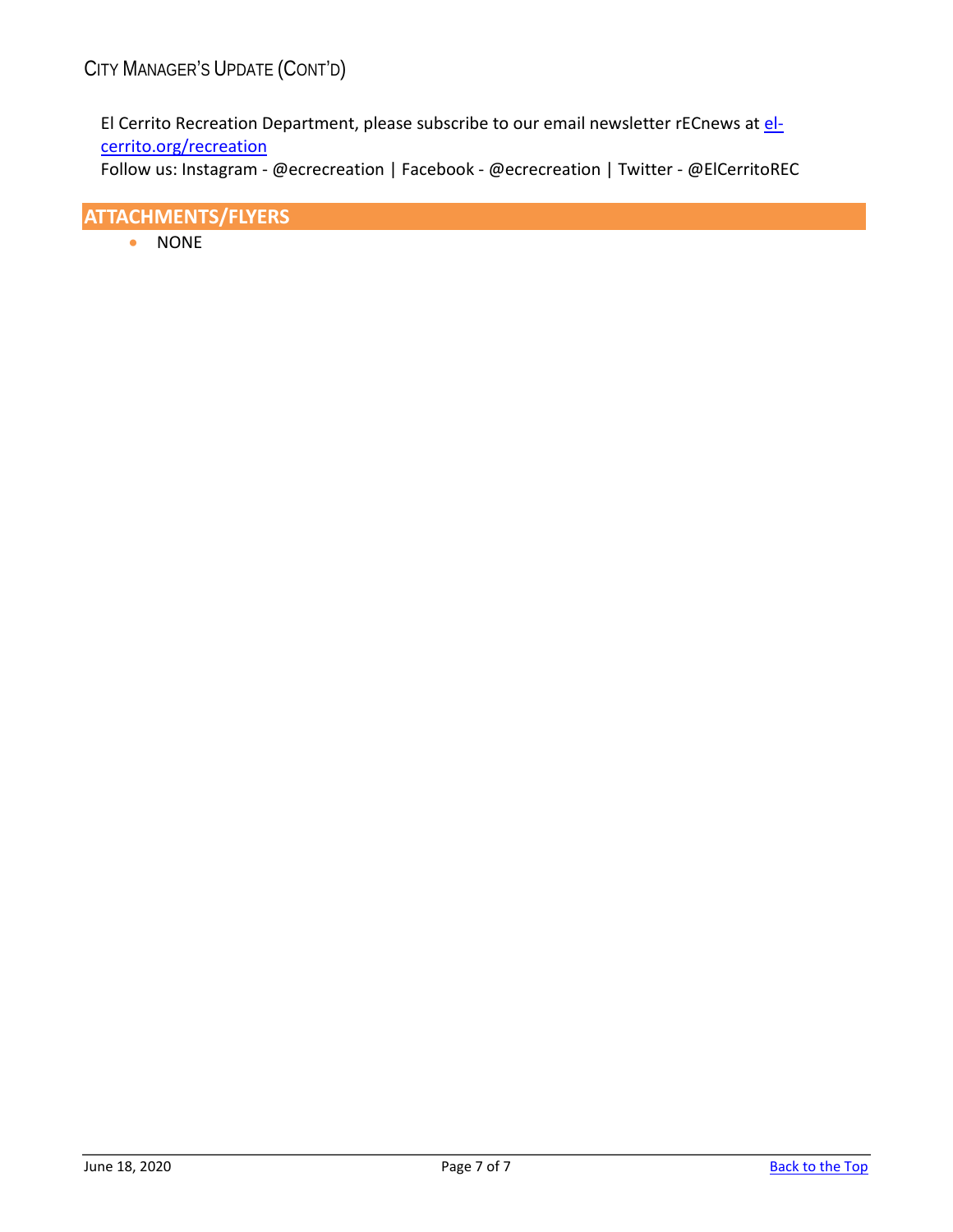El Cerrito Recreation Department, please subscribe to our email newsletter rECnews at [el-cerrito.org/recreation](el-cerrito.org/recreation)
Follow us: Instagram - @ecrecreation | Facebook - @ecrecreation | Twitter - @ElCerritoREC

## ATTACHMENTS/FLYERS

- NONE